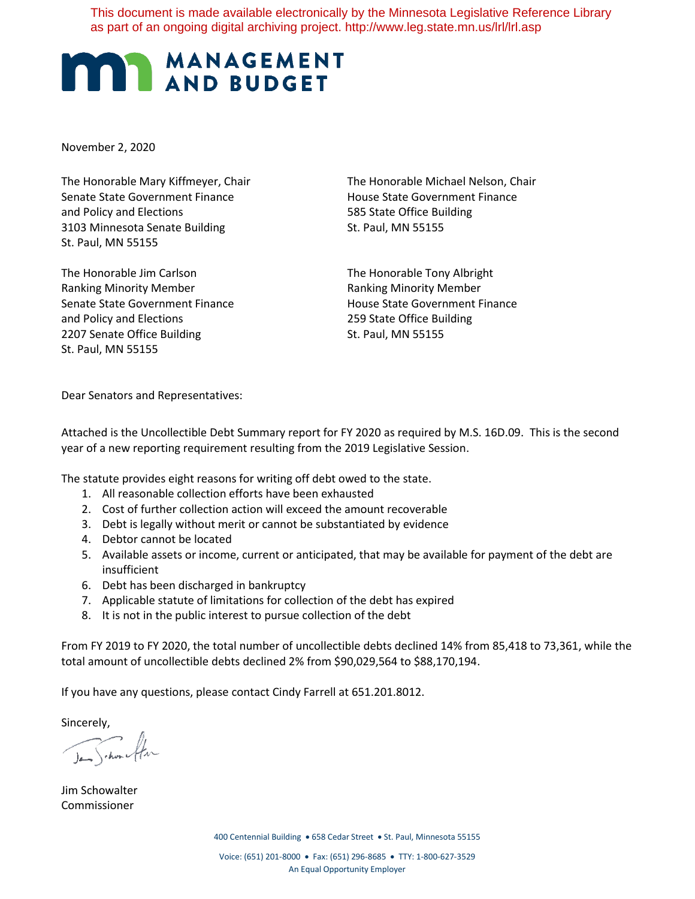This document is made available electronically by the Minnesota Legislative Reference Library as part of an ongoing digital archiving project. http://www.leg.state.mn.us/lrl/lrl.asp

**MANAGEMENT AND BUDGET**

November 2, 2020

The Honorable Mary Kiffmeyer, Chair
Senate State Government Finance and Policy and Elections
3103 Minnesota Senate Building
St. Paul, MN 55155

The Honorable Michael Nelson, Chair
House State Government Finance
585 State Office Building
St. Paul, MN 55155

The Honorable Jim Carlson
Ranking Minority Member
Senate State Government Finance and Policy and Elections
2207 Senate Office Building
St. Paul, MN 55155

The Honorable Tony Albright
Ranking Minority Member
House State Government Finance
259 State Office Building
St. Paul, MN 55155

Dear Senators and Representatives:

Attached is the Uncollectible Debt Summary report for FY 2020 as required by M.S. 16D.09. This is the second year of a new reporting requirement resulting from the 2019 Legislative Session.

The statute provides eight reasons for writing off debt owed to the state.

1. All reasonable collection efforts have been exhausted
2. Cost of further collection action will exceed the amount recoverable
3. Debt is legally without merit or cannot be substantiated by evidence
4. Debtor cannot be located
5. Available assets or income, current or anticipated, that may be available for payment of the debt are insufficient
6. Debt has been discharged in bankruptcy
7. Applicable statute of limitations for collection of the debt has expired
8. It is not in the public interest to pursue collection of the debt

From FY 2019 to FY 2020, the total number of uncollectible debts declined 14% from 85,418 to 73,361, while the total amount of uncollectible debts declined 2% from $90,029,564 to $88,170,194.

If you have any questions, please contact Cindy Farrell at 651.201.8012.

Sincerely,

Jim Schowalter
Commissioner

400 Centennial Building • 658 Cedar Street • St. Paul, Minnesota 55155

Voice: (651) 201-8000 • Fax: (651) 296-8685 • TTY: 1-800-627-3529
An Equal Opportunity Employer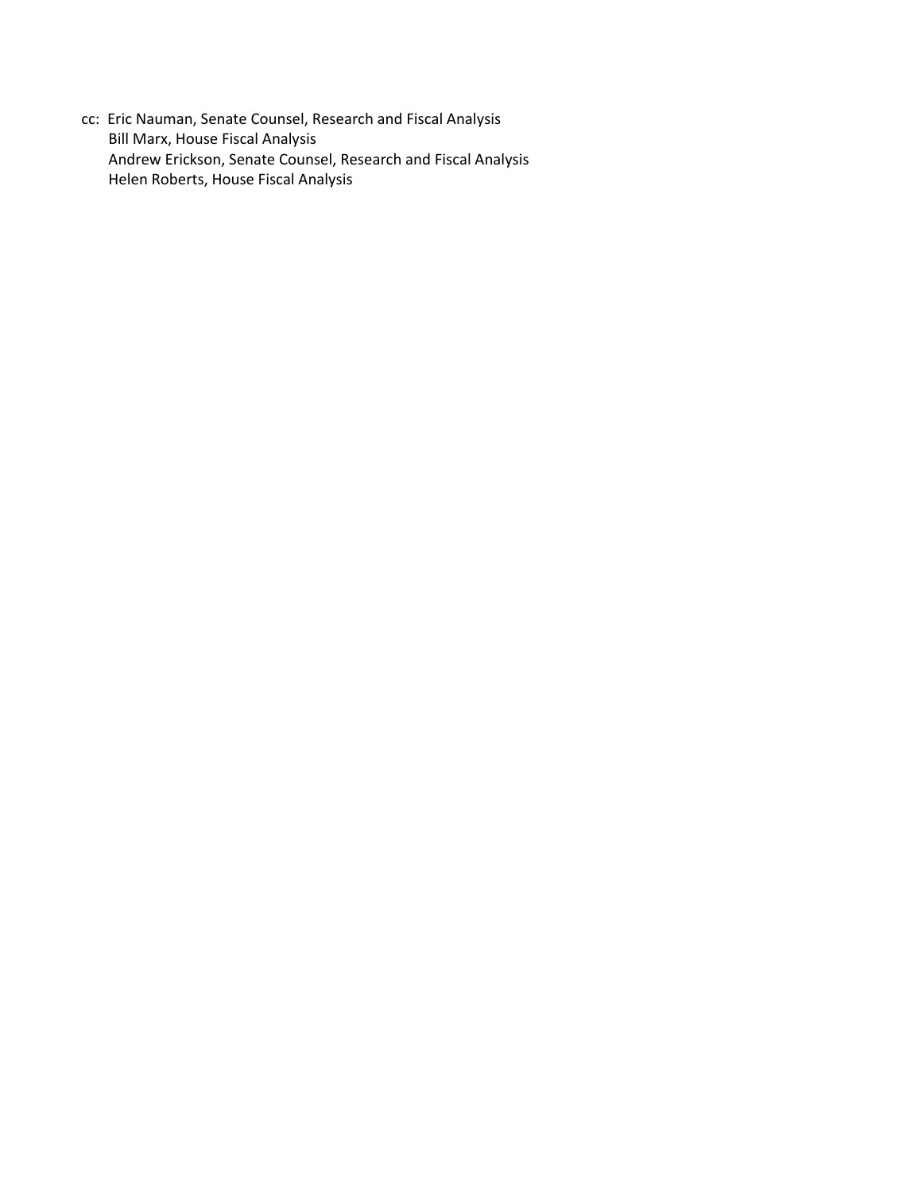cc: Eric Nauman, Senate Counsel, Research and Fiscal Analysis
Bill Marx, House Fiscal Analysis
Andrew Erickson, Senate Counsel, Research and Fiscal Analysis
Helen Roberts, House Fiscal Analysis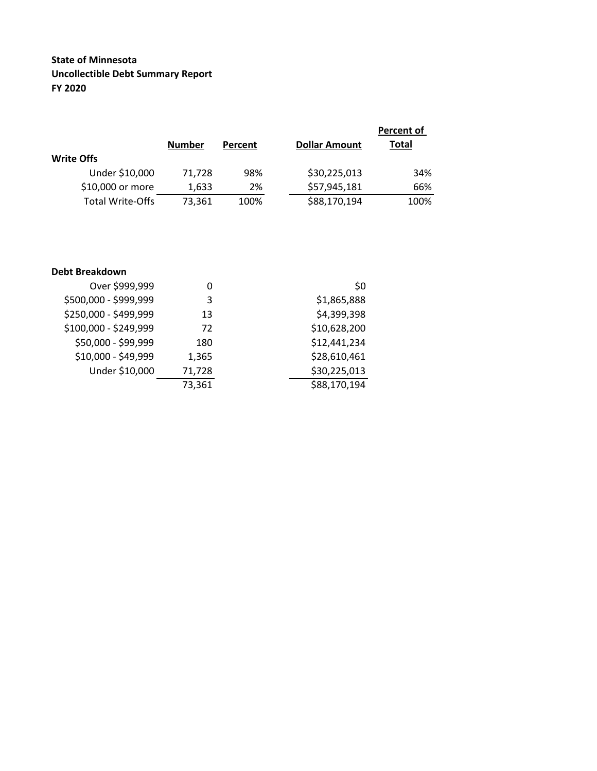**State of Minnesota**
**Uncollectible Debt Summary Report**
**FY 2020**

| | Number | Percent | Dollar Amount | Percent of Total |
|---|---|---|---|---|
| **Write Offs** | | | | |
| Under $10,000 | 71,728 | 98% | $30,225,013 | 34% |
| $10,000 or more | 1,633 | 2% | $57,945,181 | 66% |
| Total Write-Offs | 73,361 | 100% | $88,170,194 | 100% |

| | Number | Dollar Amount |
|---|---|---|
| **Debt Breakdown** | | |
| Over $999,999 | 0 | $0 |
| $500,000 - $999,999 | 3 | $1,865,888 |
| $250,000 - $499,999 | 13 | $4,399,398 |
| $100,000 - $249,999 | 72 | $10,628,200 |
| $50,000 - $99,999 | 180 | $12,441,234 |
| $10,000 - $49,999 | 1,365 | $28,610,461 |
| Under $10,000 | 71,728 | $30,225,013 |
| | 73,361 | $88,170,194 |